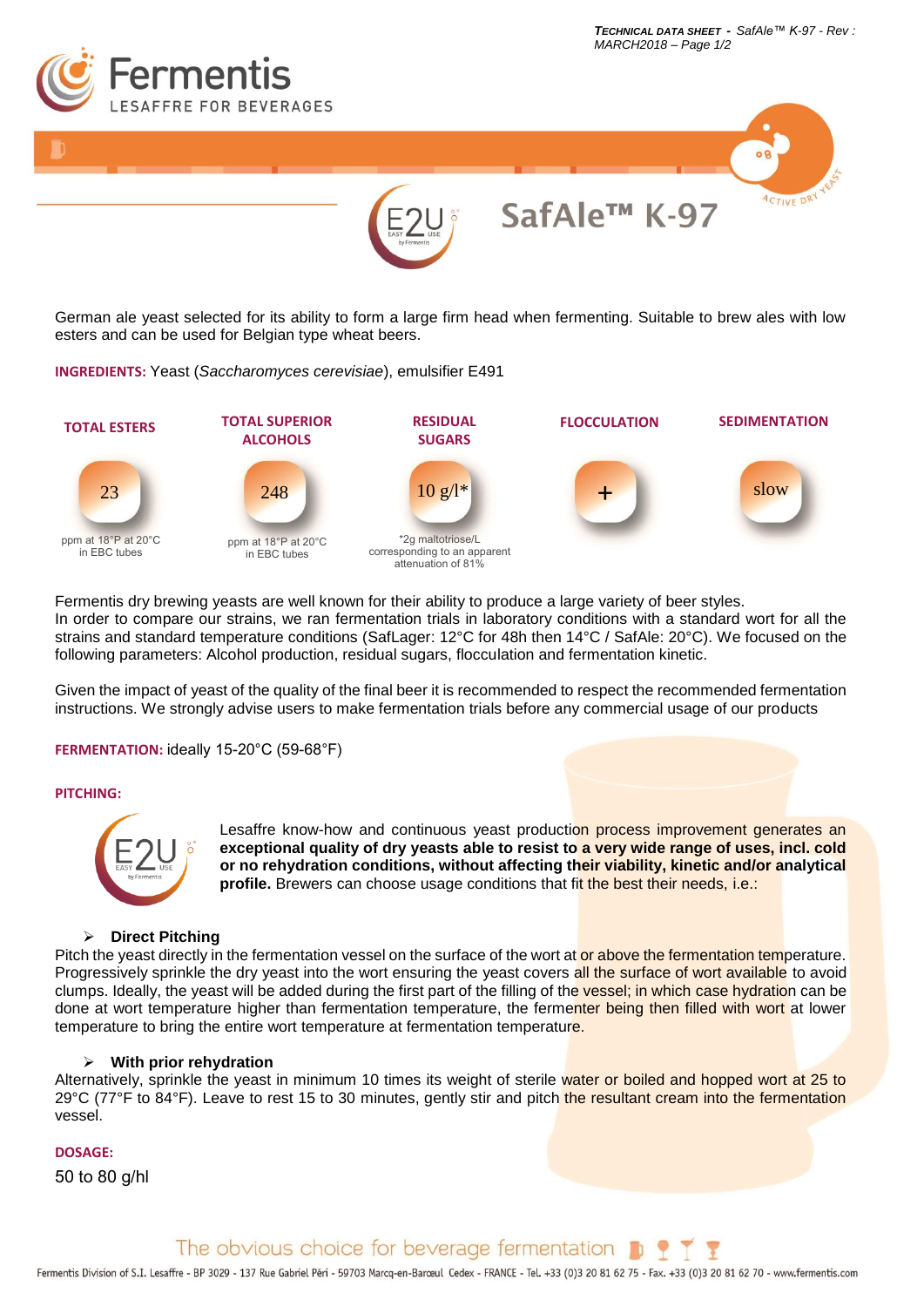# SafAle™ K-97

German ale yeast selected for its ability to form a large firm head when fermenting. Suitable to brew ales with low esters and can be used for Belgian type wheat beers.

**INGREDIENTS:** Yeast (*Saccharomyces cerevisiae*), emulsifier E491

| TOTAL ESTERS | TOTAL SUPERIOR ALCOHOLS | RESIDUAL SUGARS | FLOCCULATION | SEDIMENTATION |
|---|---|---|---|---|
| 23 | 248 | 10 g/l* | + | slow |
| ppm at 18°P at 20°C in EBC tubes | ppm at 18°P at 20°C in EBC tubes | *2g maltotriose/L corresponding to an apparent attenuation of 81% | | |

Fermentis dry brewing yeasts are well known for their ability to produce a large variety of beer styles.
In order to compare our strains, we ran fermentation trials in laboratory conditions with a standard wort for all the strains and standard temperature conditions (SafLager: 12°C for 48h then 14°C / SafAle: 20°C). We focused on the following parameters: Alcohol production, residual sugars, flocculation and fermentation kinetic.

Given the impact of yeast of the quality of the final beer it is recommended to respect the recommended fermentation instructions. We strongly advise users to make fermentation trials before any commercial usage of our products

**FERMENTATION:** ideally 15-20°C (59-68°F)

**PITCHING:**

Lesaffre know-how and continuous yeast production process improvement generates an **exceptional quality of dry yeasts able to resist to a very wide range of uses, incl. cold or no rehydration conditions, without affecting their viability, kinetic and/or analytical profile.** Brewers can choose usage conditions that fit the best their needs, i.e.:

- **Direct Pitching**

Pitch the yeast directly in the fermentation vessel on the surface of the wort at or above the fermentation temperature. Progressively sprinkle the dry yeast into the wort ensuring the yeast covers all the surface of wort available to avoid clumps. Ideally, the yeast will be added during the first part of the filling of the vessel; in which case hydration can be done at wort temperature higher than fermentation temperature, the fermenter being then filled with wort at lower temperature to bring the entire wort temperature at fermentation temperature.

- **With prior rehydration**

Alternatively, sprinkle the yeast in minimum 10 times its weight of sterile water or boiled and hopped wort at 25 to 29°C (77°F to 84°F). Leave to rest 15 to 30 minutes, gently stir and pitch the resultant cream into the fermentation vessel.

**DOSAGE:**

50 to 80 g/hl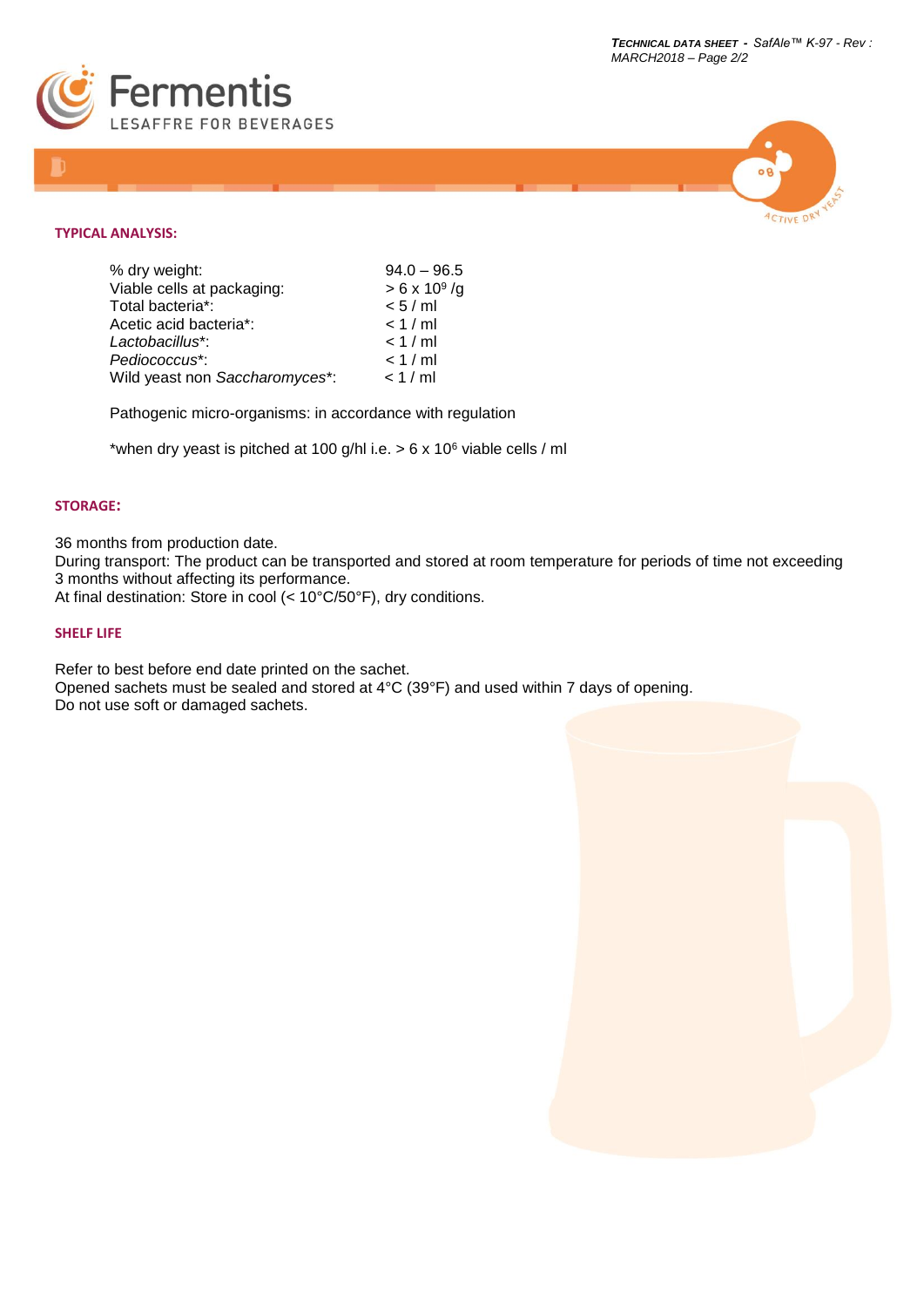## TYPICAL ANALYSIS:

| | |
|---|---|
| % dry weight: | 94.0 – 96.5 |
| Viable cells at packaging: | > 6 x $10^9$ /g |
| Total bacteria*: | < 5 / ml |
| Acetic acid bacteria*: | < 1 / ml |
| *Lactobacillus**: | < 1 / ml |
| *Pediococcus**: | < 1 / ml |
| Wild yeast non *Saccharomyces**: | < 1 / ml |

Pathogenic micro-organisms: in accordance with regulation

*when dry yeast is pitched at 100 g/hl i.e. > 6 x $10^6$ viable cells / ml

## STORAGE:

36 months from production date.
During transport: The product can be transported and stored at room temperature for periods of time not exceeding 3 months without affecting its performance.
At final destination: Store in cool (< 10°C/50°F), dry conditions.

## SHELF LIFE

Refer to best before end date printed on the sachet.
Opened sachets must be sealed and stored at 4°C (39°F) and used within 7 days of opening.
Do not use soft or damaged sachets.